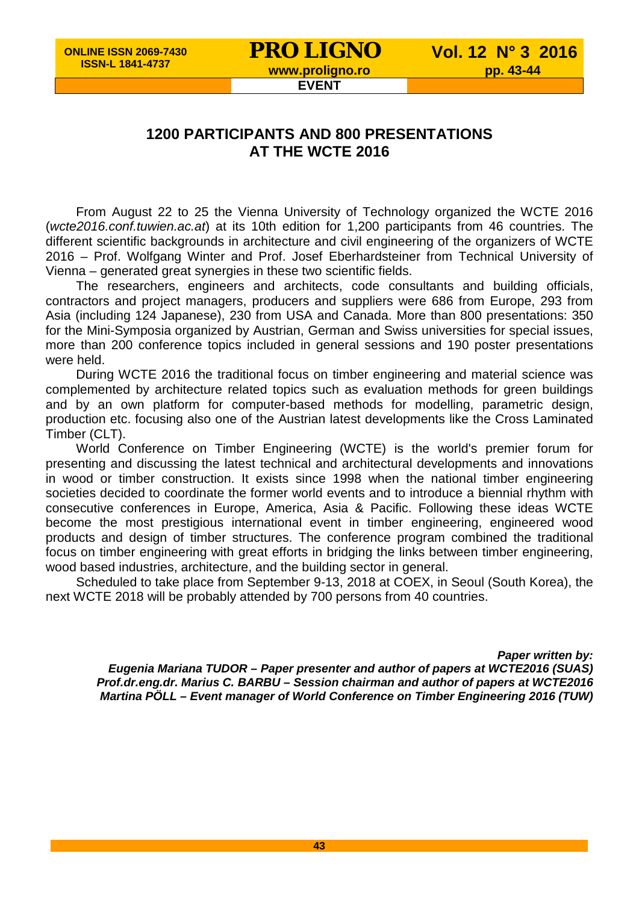# 1200 PARTICIPANTS AND 800 PRESENTATIONS AT THE WCTE 2016

From August 22 to 25 the Vienna University of Technology organized the WCTE 2016 (*wcte2016.conf.tuwien.ac.at*) at its 10th edition for 1,200 participants from 46 countries. The different scientific backgrounds in architecture and civil engineering of the organizers of WCTE 2016 – Prof. Wolfgang Winter and Prof. Josef Eberhardsteiner from Technical University of Vienna – generated great synergies in these two scientific fields.

The researchers, engineers and architects, code consultants and building officials, contractors and project managers, producers and suppliers were 686 from Europe, 293 from Asia (including 124 Japanese), 230 from USA and Canada. More than 800 presentations: 350 for the Mini-Symposia organized by Austrian, German and Swiss universities for special issues, more than 200 conference topics included in general sessions and 190 poster presentations were held.

During WCTE 2016 the traditional focus on timber engineering and material science was complemented by architecture related topics such as evaluation methods for green buildings and by an own platform for computer-based methods for modelling, parametric design, production etc. focusing also one of the Austrian latest developments like the Cross Laminated Timber (CLT).

World Conference on Timber Engineering (WCTE) is the world's premier forum for presenting and discussing the latest technical and architectural developments and innovations in wood or timber construction. It exists since 1998 when the national timber engineering societies decided to coordinate the former world events and to introduce a biennial rhythm with consecutive conferences in Europe, America, Asia & Pacific. Following these ideas WCTE become the most prestigious international event in timber engineering, engineered wood products and design of timber structures. The conference program combined the traditional focus on timber engineering with great efforts in bridging the links between timber engineering, wood based industries, architecture, and the building sector in general.

Scheduled to take place from September 9-13, 2018 at COEX, in Seoul (South Korea), the next WCTE 2018 will be probably attended by 700 persons from 40 countries.

***Paper written by:***
***Eugenia Mariana TUDOR – Paper presenter and author of papers at WCTE2016 (SUAS)***
***Prof.dr.eng.dr. Marius C. BARBU – Session chairman and author of papers at WCTE2016***
***Martina PÖLL – Event manager of World Conference on Timber Engineering 2016 (TUW)***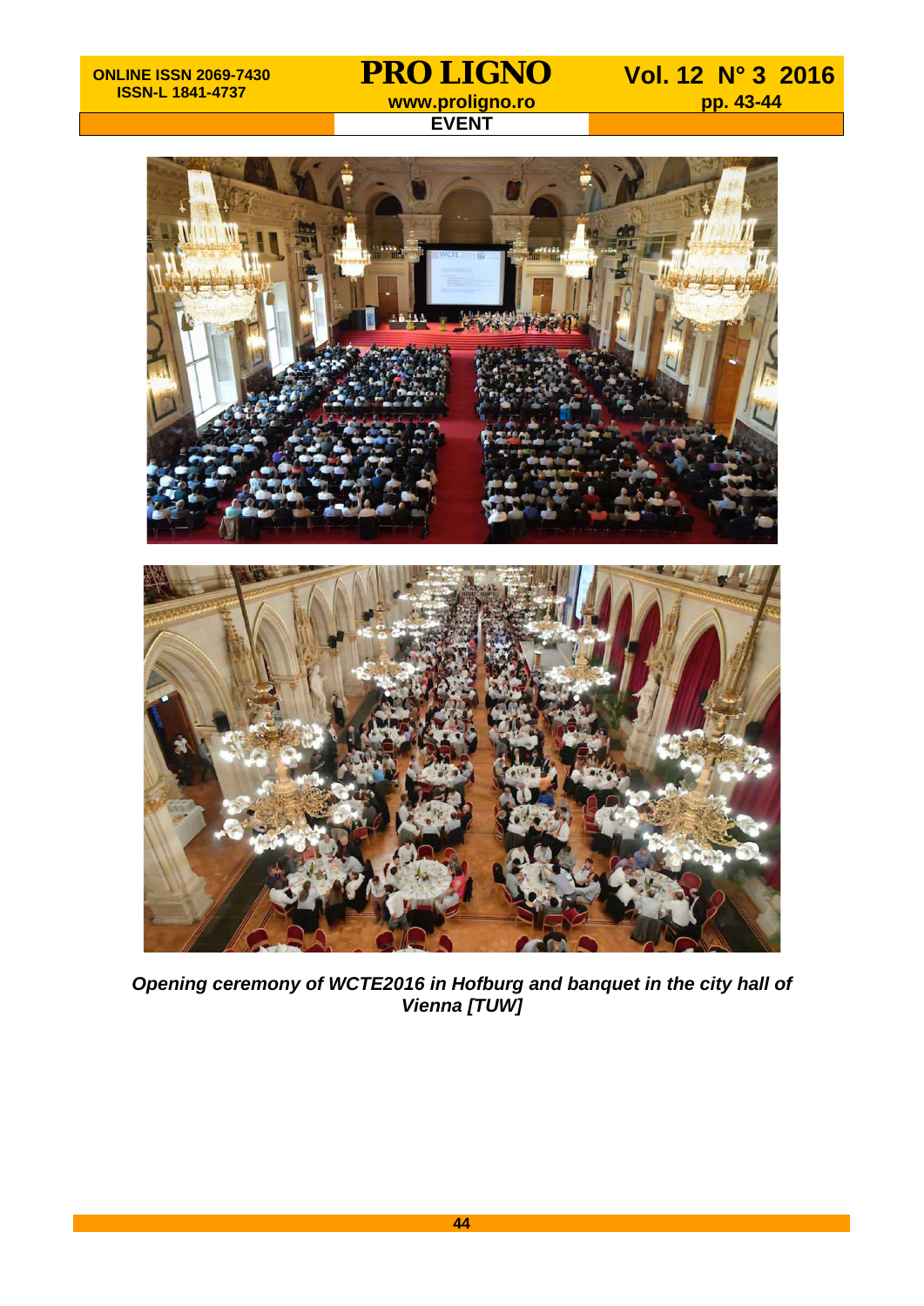*Opening ceremony of WCTE2016 in Hofburg and banquet in the city hall of Vienna [TUW]*